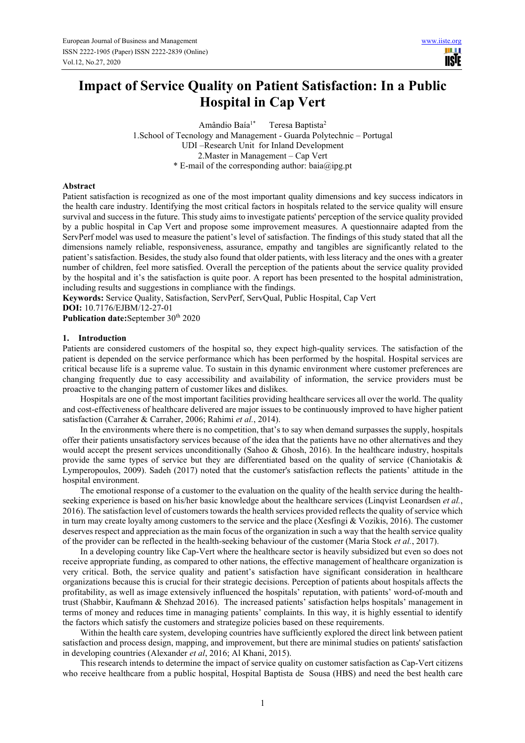# Impact of Service Quality on Patient Satisfaction: In a Public Hospital in Cap Vert

Amândio Baía[1*] Teresa Baptista[2]

1.School of Tecnology and Management - Guarda Polytechnic – Portugal
UDI –Research Unit for Inland Development
2.Master in Management – Cap Vert
* E-mail of the corresponding author: baia@ipg.pt

## Abstract

Patient satisfaction is recognized as one of the most important quality dimensions and key success indicators in the health care industry. Identifying the most critical factors in hospitals related to the service quality will ensure survival and success in the future. This study aims to investigate patients' perception of the service quality provided by a public hospital in Cap Vert and propose some improvement measures. A questionnaire adapted from the ServPerf model was used to measure the patient's level of satisfaction. The findings of this study stated that all the dimensions namely reliable, responsiveness, assurance, empathy and tangibles are significantly related to the patient's satisfaction. Besides, the study also found that older patients, with less literacy and the ones with a greater number of children, feel more satisfied. Overall the perception of the patients about the service quality provided by the hospital and it's the satisfaction is quite poor. A report has been presented to the hospital administration, including results and suggestions in compliance with the findings.

**Keywords:** Service Quality, Satisfaction, ServPerf, ServQual, Public Hospital, Cap Vert

**DOI:** 10.7176/EJBM/12-27-01

**Publication date:** September 30th 2020

## 1. Introduction

Patients are considered customers of the hospital so, they expect high-quality services. The satisfaction of the patient is depended on the service performance which has been performed by the hospital. Hospital services are critical because life is a supreme value. To sustain in this dynamic environment where customer preferences are changing frequently due to easy accessibility and availability of information, the service providers must be proactive to the changing pattern of customer likes and dislikes.

Hospitals are one of the most important facilities providing healthcare services all over the world. The quality and cost-effectiveness of healthcare delivered are major issues to be continuously improved to have higher patient satisfaction (Carraher & Carraher, 2006; Rahimi *et al.*, 2014).

In the environments where there is no competition, that's to say when demand surpasses the supply, hospitals offer their patients unsatisfactory services because of the idea that the patients have no other alternatives and they would accept the present services unconditionally (Sahoo & Ghosh, 2016). In the healthcare industry, hospitals provide the same types of service but they are differentiated based on the quality of service (Chaniotakis & Lymperopoulos, 2009). Sadeh (2017) noted that the customer's satisfaction reflects the patients' attitude in the hospital environment.

The emotional response of a customer to the evaluation on the quality of the health service during the health-seeking experience is based on his/her basic knowledge about the healthcare services (Linqvist Leonardsen *et al.*, 2016). The satisfaction level of customers towards the health services provided reflects the quality of service which in turn may create loyalty among customers to the service and the place (Xesfingi & Vozikis, 2016). The customer deserves respect and appreciation as the main focus of the organization in such a way that the health service quality of the provider can be reflected in the health-seeking behaviour of the customer (Maria Stock *et al.*, 2017).

In a developing country like Cap-Vert where the healthcare sector is heavily subsidized but even so does not receive appropriate funding, as compared to other nations, the effective management of healthcare organization is very critical. Both, the service quality and patient's satisfaction have significant consideration in healthcare organizations because this is crucial for their strategic decisions. Perception of patients about hospitals affects the profitability, as well as image extensively influenced the hospitals' reputation, with patients' word-of-mouth and trust (Shabbir, Kaufmann & Shehzad 2016). The increased patients' satisfaction helps hospitals' management in terms of money and reduces time in managing patients' complaints. In this way, it is highly essential to identify the factors which satisfy the customers and strategize policies based on these requirements.

Within the health care system, developing countries have sufficiently explored the direct link between patient satisfaction and process design, mapping, and improvement, but there are minimal studies on patients' satisfaction in developing countries (Alexander *et al*, 2016; Al Khani, 2015).

This research intends to determine the impact of service quality on customer satisfaction as Cap-Vert citizens who receive healthcare from a public hospital, Hospital Baptista de Sousa (HBS) and need the best health care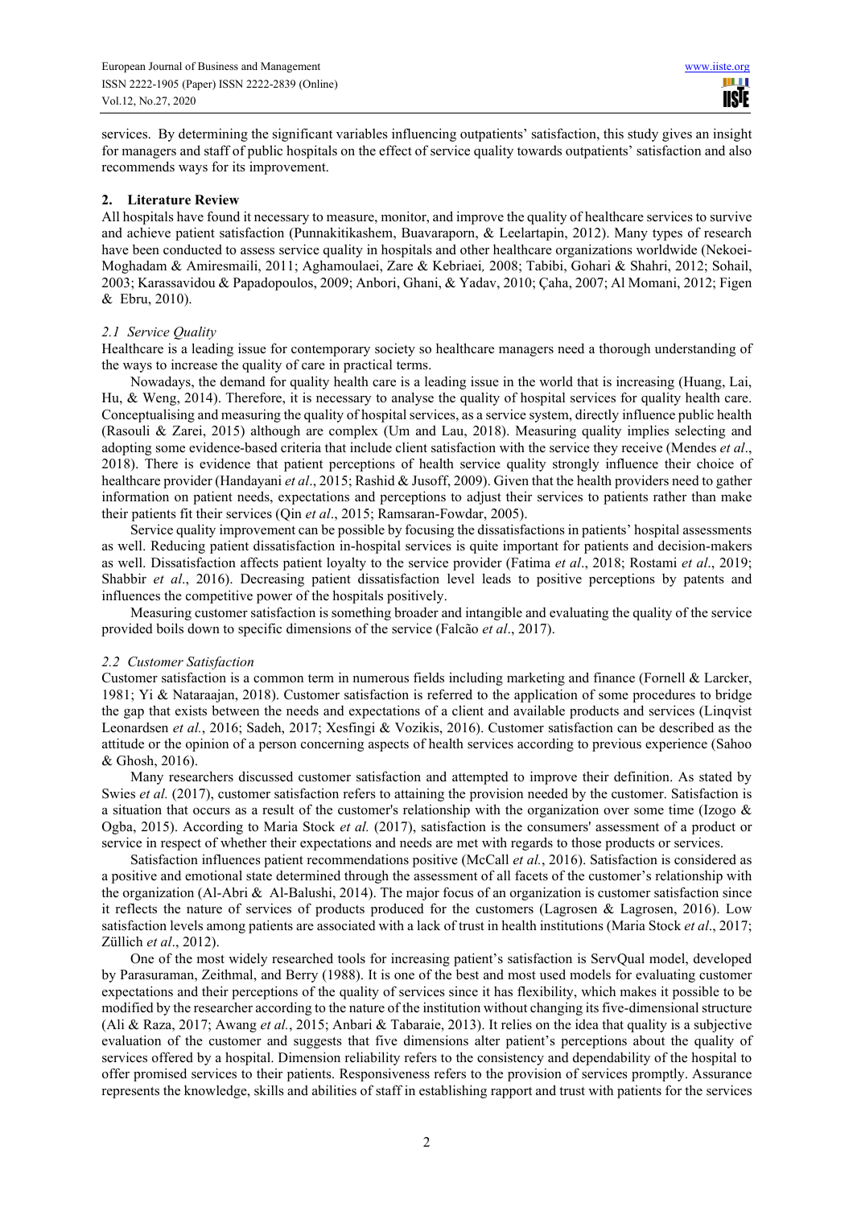services. By determining the significant variables influencing outpatients' satisfaction, this study gives an insight for managers and staff of public hospitals on the effect of service quality towards outpatients' satisfaction and also recommends ways for its improvement.

## 2. Literature Review

All hospitals have found it necessary to measure, monitor, and improve the quality of healthcare services to survive and achieve patient satisfaction (Punnakitikashem, Buavaraporn, & Leelartapin, 2012). Many types of research have been conducted to assess service quality in hospitals and other healthcare organizations worldwide (Nekoei-Moghadam & Amiresmaili, 2011; Aghamoulaei, Zare & Kebriaei*,* 2008; Tabibi, Gohari & Shahri, 2012; Sohail, 2003; Karassavidou & Papadopoulos, 2009; Anbori, Ghani, & Yadav, 2010; Çaha, 2007; Al Momani, 2012; Figen & Ebru, 2010).

### *2.1 Service Quality*

Healthcare is a leading issue for contemporary society so healthcare managers need a thorough understanding of the ways to increase the quality of care in practical terms.

Nowadays, the demand for quality health care is a leading issue in the world that is increasing (Huang, Lai, Hu, & Weng, 2014). Therefore, it is necessary to analyse the quality of hospital services for quality health care. Conceptualising and measuring the quality of hospital services, as a service system, directly influence public health (Rasouli & Zarei, 2015) although are complex (Um and Lau, 2018). Measuring quality implies selecting and adopting some evidence-based criteria that include client satisfaction with the service they receive (Mendes *et al*., 2018). There is evidence that patient perceptions of health service quality strongly influence their choice of healthcare provider (Handayani *et al*., 2015; Rashid & Jusoff, 2009). Given that the health providers need to gather information on patient needs, expectations and perceptions to adjust their services to patients rather than make their patients fit their services (Qin *et al*., 2015; Ramsaran-Fowdar, 2005).

Service quality improvement can be possible by focusing the dissatisfactions in patients' hospital assessments as well. Reducing patient dissatisfaction in-hospital services is quite important for patients and decision-makers as well. Dissatisfaction affects patient loyalty to the service provider (Fatima *et al*., 2018; Rostami *et al*., 2019; Shabbir *et al*., 2016). Decreasing patient dissatisfaction level leads to positive perceptions by patents and influences the competitive power of the hospitals positively.

Measuring customer satisfaction is something broader and intangible and evaluating the quality of the service provided boils down to specific dimensions of the service (Falcão *et al*., 2017).

### *2.2 Customer Satisfaction*

Customer satisfaction is a common term in numerous fields including marketing and finance (Fornell & Larcker, 1981; Yi & Nataraajan, 2018). Customer satisfaction is referred to the application of some procedures to bridge the gap that exists between the needs and expectations of a client and available products and services (Linqvist Leonardsen *et al.*, 2016; Sadeh, 2017; Xesfingi & Vozikis, 2016). Customer satisfaction can be described as the attitude or the opinion of a person concerning aspects of health services according to previous experience (Sahoo & Ghosh, 2016).

Many researchers discussed customer satisfaction and attempted to improve their definition. As stated by Swies *et al.* (2017), customer satisfaction refers to attaining the provision needed by the customer. Satisfaction is a situation that occurs as a result of the customer's relationship with the organization over some time (Izogo & Ogba, 2015). According to Maria Stock *et al.* (2017), satisfaction is the consumers' assessment of a product or service in respect of whether their expectations and needs are met with regards to those products or services.

Satisfaction influences patient recommendations positive (McCall *et al.*, 2016). Satisfaction is considered as a positive and emotional state determined through the assessment of all facets of the customer's relationship with the organization (Al-Abri & Al-Balushi, 2014). The major focus of an organization is customer satisfaction since it reflects the nature of services of products produced for the customers (Lagrosen & Lagrosen, 2016). Low satisfaction levels among patients are associated with a lack of trust in health institutions (Maria Stock *et al*., 2017; Züllich *et al*., 2012).

One of the most widely researched tools for increasing patient's satisfaction is ServQual model, developed by Parasuraman, Zeithmal, and Berry (1988). It is one of the best and most used models for evaluating customer expectations and their perceptions of the quality of services since it has flexibility, which makes it possible to be modified by the researcher according to the nature of the institution without changing its five-dimensional structure (Ali & Raza, 2017; Awang *et al.*, 2015; Anbari & Tabaraie, 2013). It relies on the idea that quality is a subjective evaluation of the customer and suggests that five dimensions alter patient's perceptions about the quality of services offered by a hospital. Dimension reliability refers to the consistency and dependability of the hospital to offer promised services to their patients. Responsiveness refers to the provision of services promptly. Assurance represents the knowledge, skills and abilities of staff in establishing rapport and trust with patients for the services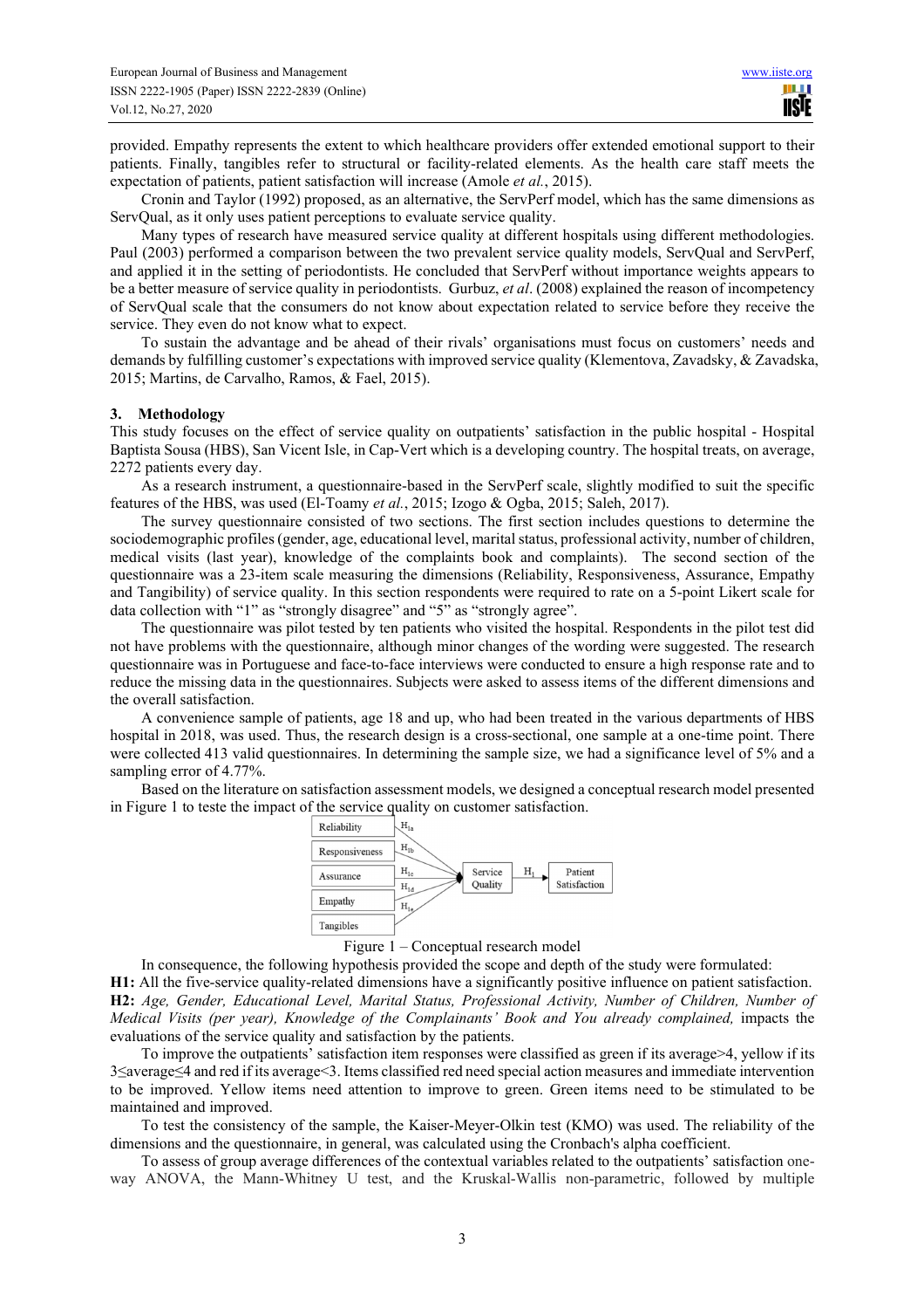provided. Empathy represents the extent to which healthcare providers offer extended emotional support to their patients. Finally, tangibles refer to structural or facility-related elements. As the health care staff meets the expectation of patients, patient satisfaction will increase (Amole *et al.*, 2015).

Cronin and Taylor (1992) proposed, as an alternative, the ServPerf model, which has the same dimensions as ServQual, as it only uses patient perceptions to evaluate service quality.

Many types of research have measured service quality at different hospitals using different methodologies. Paul (2003) performed a comparison between the two prevalent service quality models, ServQual and ServPerf, and applied it in the setting of periodontists. He concluded that ServPerf without importance weights appears to be a better measure of service quality in periodontists. Gurbuz, *et al*. (2008) explained the reason of incompetency of ServQual scale that the consumers do not know about expectation related to service before they receive the service. They even do not know what to expect.

To sustain the advantage and be ahead of their rivals' organisations must focus on customers' needs and demands by fulfilling customer's expectations with improved service quality (Klementova, Zavadsky, & Zavadska, 2015; Martins, de Carvalho, Ramos, & Fael, 2015).

## 3. Methodology

This study focuses on the effect of service quality on outpatients' satisfaction in the public hospital - Hospital Baptista Sousa (HBS), San Vicent Isle, in Cap-Vert which is a developing country. The hospital treats, on average, 2272 patients every day.

As a research instrument, a questionnaire-based in the ServPerf scale, slightly modified to suit the specific features of the HBS, was used (El-Toamy *et al.*, 2015; Izogo & Ogba, 2015; Saleh, 2017).

The survey questionnaire consisted of two sections. The first section includes questions to determine the sociodemographic profiles (gender, age, educational level, marital status, professional activity, number of children, medical visits (last year), knowledge of the complaints book and complaints). The second section of the questionnaire was a 23-item scale measuring the dimensions (Reliability, Responsiveness, Assurance, Empathy and Tangibility) of service quality. In this section respondents were required to rate on a 5-point Likert scale for data collection with "1" as "strongly disagree" and "5" as "strongly agree".

The questionnaire was pilot tested by ten patients who visited the hospital. Respondents in the pilot test did not have problems with the questionnaire, although minor changes of the wording were suggested. The research questionnaire was in Portuguese and face-to-face interviews were conducted to ensure a high response rate and to reduce the missing data in the questionnaires. Subjects were asked to assess items of the different dimensions and the overall satisfaction.

A convenience sample of patients, age 18 and up, who had been treated in the various departments of HBS hospital in 2018, was used. Thus, the research design is a cross-sectional, one sample at a one-time point. There were collected 413 valid questionnaires. In determining the sample size, we had a significance level of 5% and a sampling error of 4.77%.

Based on the literature on satisfaction assessment models, we designed a conceptual research model presented in Figure 1 to teste the impact of the service quality on customer satisfaction.

Reliability ($H_{1a}$), Responsiveness ($H_{1b}$), Assurance ($H_{1c}$), Empathy ($H_{1d}$), Tangibles ($H_{1e}$) → Service Quality → ($H_1$) → Patient Satisfaction

Figure 1 – Conceptual research model

In consequence, the following hypothesis provided the scope and depth of the study were formulated:

**H1:** All the five-service quality-related dimensions have a significantly positive influence on patient satisfaction.

**H2:** *Age, Gender, Educational Level, Marital Status, Professional Activity, Number of Children, Number of Medical Visits (per year), Knowledge of the Complainants' Book and You already complained,* impacts the evaluations of the service quality and satisfaction by the patients.

To improve the outpatients' satisfaction item responses were classified as green if its average>4, yellow if its 3≤average≤4 and red if its average<3. Items classified red need special action measures and immediate intervention to be improved. Yellow items need attention to improve to green. Green items need to be stimulated to be maintained and improved.

To test the consistency of the sample, the Kaiser-Meyer-Olkin test (KMO) was used. The reliability of the dimensions and the questionnaire, in general, was calculated using the Cronbach's alpha coefficient.

To assess of group average differences of the contextual variables related to the outpatients' satisfaction one-way ANOVA, the Mann-Whitney U test, and the Kruskal-Wallis non-parametric, followed by multiple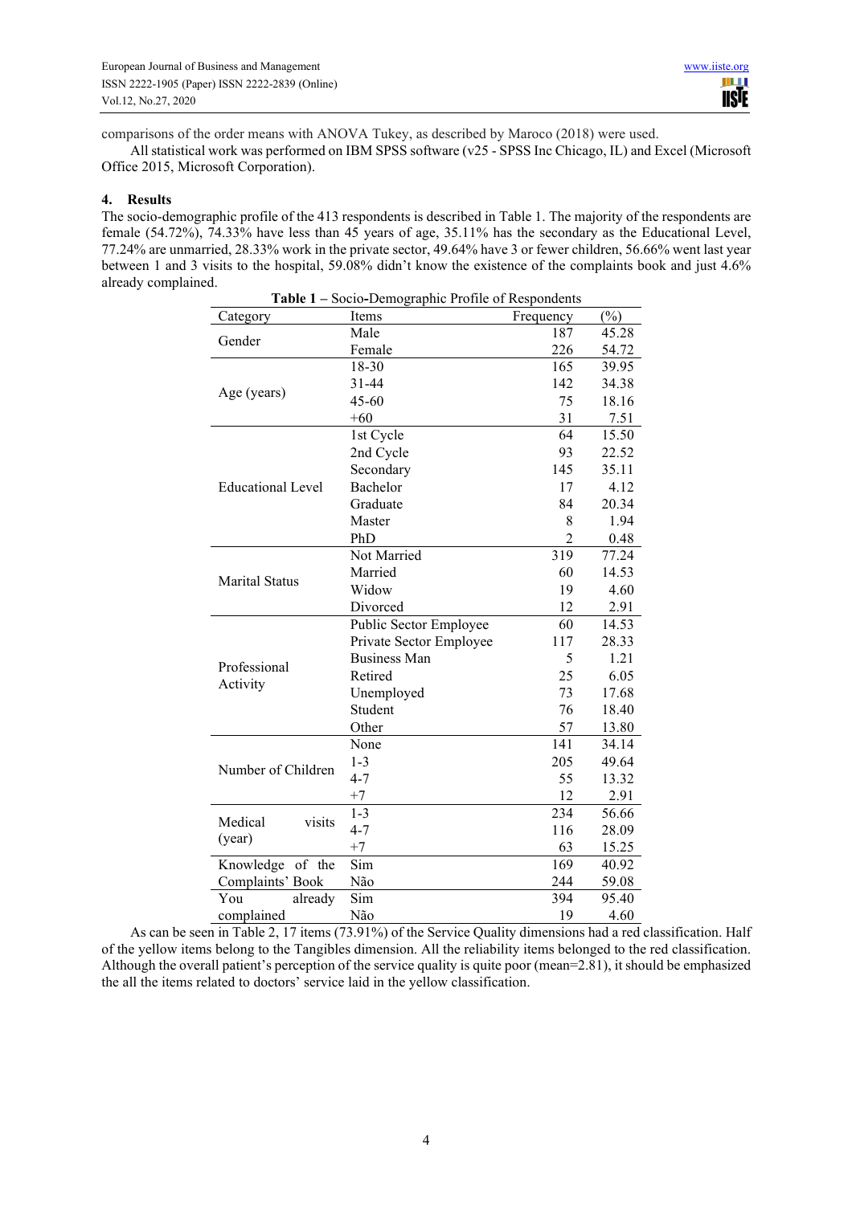comparisons of the order means with ANOVA Tukey, as described by Maroco (2018) were used.

All statistical work was performed on IBM SPSS software (v25 - SPSS Inc Chicago, IL) and Excel (Microsoft Office 2015, Microsoft Corporation).

## 4. Results

The socio-demographic profile of the 413 respondents is described in Table 1. The majority of the respondents are female (54.72%), 74.33% have less than 45 years of age, 35.11% has the secondary as the Educational Level, 77.24% are unmarried, 28.33% work in the private sector, 49.64% have 3 or fewer children, 56.66% went last year between 1 and 3 visits to the hospital, 59.08% didn't know the existence of the complaints book and just 4.6% already complained.

**Table 1** – Socio-Demographic Profile of Respondents

| Category | Items | Frequency | (%) |
|---|---|---|---|
| Gender | Male | 187 | 45.28 |
| | Female | 226 | 54.72 |
| Age (years) | 18-30 | 165 | 39.95 |
| | 31-44 | 142 | 34.38 |
| | 45-60 | 75 | 18.16 |
| | +60 | 31 | 7.51 |
| Educational Level | 1st Cycle | 64 | 15.50 |
| | 2nd Cycle | 93 | 22.52 |
| | Secondary | 145 | 35.11 |
| | Bachelor | 17 | 4.12 |
| | Graduate | 84 | 20.34 |
| | Master | 8 | 1.94 |
| | PhD | 2 | 0.48 |
| Marital Status | Not Married | 319 | 77.24 |
| | Married | 60 | 14.53 |
| | Widow | 19 | 4.60 |
| | Divorced | 12 | 2.91 |
| Professional Activity | Public Sector Employee | 60 | 14.53 |
| | Private Sector Employee | 117 | 28.33 |
| | Business Man | 5 | 1.21 |
| | Retired | 25 | 6.05 |
| | Unemployed | 73 | 17.68 |
| | Student | 76 | 18.40 |
| | Other | 57 | 13.80 |
| Number of Children | None | 141 | 34.14 |
| | 1-3 | 205 | 49.64 |
| | 4-7 | 55 | 13.32 |
| | +7 | 12 | 2.91 |
| Medical visits (year) | 1-3 | 234 | 56.66 |
| | 4-7 | 116 | 28.09 |
| | +7 | 63 | 15.25 |
| Knowledge of the Complaints' Book | Sim | 169 | 40.92 |
| | Não | 244 | 59.08 |
| You already complained | Sim | 394 | 95.40 |
| | Não | 19 | 4.60 |

As can be seen in Table 2, 17 items (73.91%) of the Service Quality dimensions had a red classification. Half of the yellow items belong to the Tangibles dimension. All the reliability items belonged to the red classification. Although the overall patient's perception of the service quality is quite poor (mean=2.81), it should be emphasized the all the items related to doctors' service laid in the yellow classification.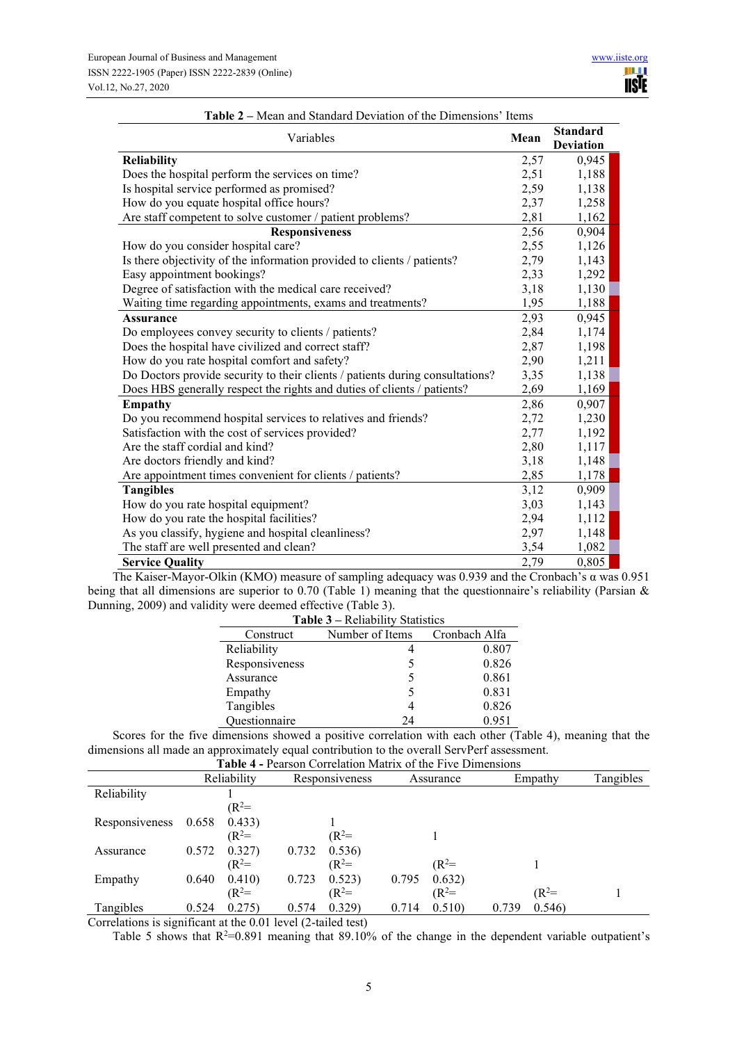**Table 2** – Mean and Standard Deviation of the Dimensions' Items

| Variables | Mean | Standard Deviation |
|---|---|---|
| **Reliability** | 2,57 | 0,945 |
| Does the hospital perform the services on time? | 2,51 | 1,188 |
| Is hospital service performed as promised? | 2,59 | 1,138 |
| How do you equate hospital office hours? | 2,37 | 1,258 |
| Are staff competent to solve customer / patient problems? | 2,81 | 1,162 |
| **Responsiveness** | 2,56 | 0,904 |
| How do you consider hospital care? | 2,55 | 1,126 |
| Is there objectivity of the information provided to clients / patients? | 2,79 | 1,143 |
| Easy appointment bookings? | 2,33 | 1,292 |
| Degree of satisfaction with the medical care received? | 3,18 | 1,130 |
| Waiting time regarding appointments, exams and treatments? | 1,95 | 1,188 |
| **Assurance** | 2,93 | 0,945 |
| Do employees convey security to clients / patients? | 2,84 | 1,174 |
| Does the hospital have civilized and correct staff? | 2,87 | 1,198 |
| How do you rate hospital comfort and safety? | 2,90 | 1,211 |
| Do Doctors provide security to their clients / patients during consultations? | 3,35 | 1,138 |
| Does HBS generally respect the rights and duties of clients / patients? | 2,69 | 1,169 |
| **Empathy** | 2,86 | 0,907 |
| Do you recommend hospital services to relatives and friends? | 2,72 | 1,230 |
| Satisfaction with the cost of services provided? | 2,77 | 1,192 |
| Are the staff cordial and kind? | 2,80 | 1,117 |
| Are doctors friendly and kind? | 3,18 | 1,148 |
| Are appointment times convenient for clients / patients? | 2,85 | 1,178 |
| **Tangibles** | 3,12 | 0,909 |
| How do you rate hospital equipment? | 3,03 | 1,143 |
| How do you rate the hospital facilities? | 2,94 | 1,112 |
| As you classify, hygiene and hospital cleanliness? | 2,97 | 1,148 |
| The staff are well presented and clean? | 3,54 | 1,082 |
| **Service Quality** | 2,79 | 0,805 |

The Kaiser-Mayor-Olkin (KMO) measure of sampling adequacy was 0.939 and the Cronbach's α was 0.951 being that all dimensions are superior to 0.70 (Table 1) meaning that the questionnaire's reliability (Parsian & Dunning, 2009) and validity were deemed effective (Table 3).

**Table 3** – Reliability Statistics

| Construct | Number of Items | Cronbach Alfa |
|---|---|---|
| Reliability | 4 | 0.807 |
| Responsiveness | 5 | 0.826 |
| Assurance | 5 | 0.861 |
| Empathy | 5 | 0.831 |
| Tangibles | 4 | 0.826 |
| Questionnaire | 24 | 0.951 |

Scores for the five dimensions showed a positive correlation with each other (Table 4), meaning that the dimensions all made an approximately equal contribution to the overall ServPerf assessment.

**Table 4** - Pearson Correlation Matrix of the Five Dimensions

| | Reliability | Responsiveness | Assurance | Empathy | Tangibles |
|---|---|---|---|---|---|
| Reliability | 1 | | | | |
| Responsiveness | 0.658 ($R^2$= 0.433) | 1 | | | |
| Assurance | 0.572 ($R^2$= 0.327) | 0.732 ($R^2$= 0.536) | 1 | | |
| Empathy | 0.640 ($R^2$= 0.410) | 0.723 ($R^2$= 0.523) | 0.795 ($R^2$= 0.632) | 1 | |
| Tangibles | 0.524 ($R^2$= 0.275) | 0.574 ($R^2$= 0.329) | 0.714 ($R^2$= 0.510) | 0.739 ($R^2$= 0.546) | 1 |

Correlations is significant at the 0.01 level (2-tailed test)

Table 5 shows that $R^2$=0.891 meaning that 89.10% of the change in the dependent variable outpatient's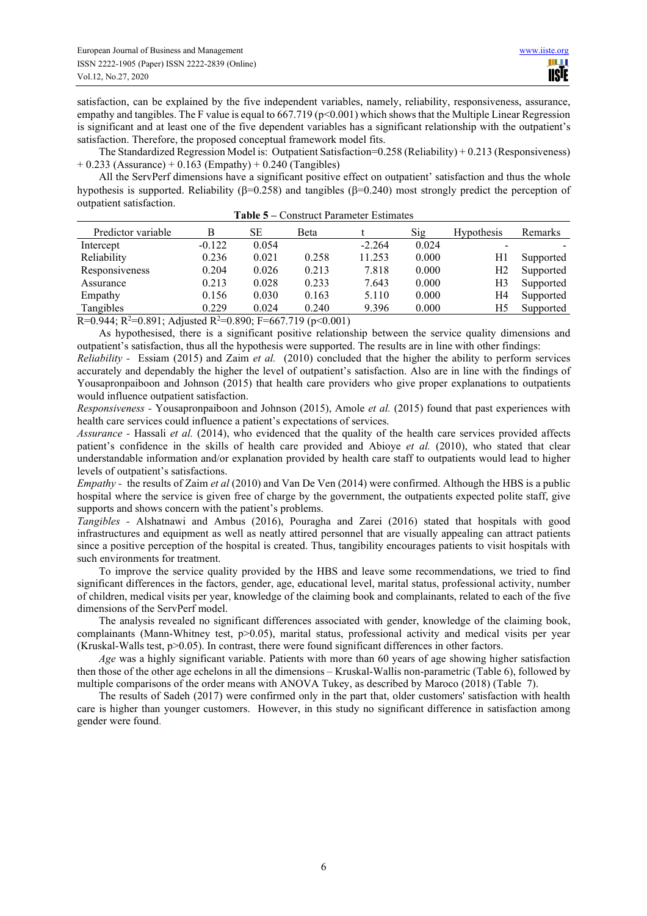satisfaction, can be explained by the five independent variables, namely, reliability, responsiveness, assurance, empathy and tangibles. The F value is equal to 667.719 ($p<0.001$) which shows that the Multiple Linear Regression is significant and at least one of the five dependent variables has a significant relationship with the outpatient's satisfaction. Therefore, the proposed conceptual framework model fits.

The Standardized Regression Model is: Outpatient Satisfaction=0.258 (Reliability) + 0.213 (Responsiveness) + 0.233 (Assurance) + 0.163 (Empathy) + 0.240 (Tangibles)

All the ServPerf dimensions have a significant positive effect on outpatient' satisfaction and thus the whole hypothesis is supported. Reliability ($\beta=0.258$) and tangibles ($\beta=0.240$) most strongly predict the perception of outpatient satisfaction.

**Table 5 –** Construct Parameter Estimates

| Predictor variable | B | SE | Beta | t | Sig | Hypothesis | Remarks |
|---|---|---|---|---|---|---|---|
| Intercept | -0.122 | 0.054 | | -2.264 | 0.024 | - | - |
| Reliability | 0.236 | 0.021 | 0.258 | 11.253 | 0.000 | H1 | Supported |
| Responsiveness | 0.204 | 0.026 | 0.213 | 7.818 | 0.000 | H2 | Supported |
| Assurance | 0.213 | 0.028 | 0.233 | 7.643 | 0.000 | H3 | Supported |
| Empathy | 0.156 | 0.030 | 0.163 | 5.110 | 0.000 | H4 | Supported |
| Tangibles | 0.229 | 0.024 | 0.240 | 9.396 | 0.000 | H5 | Supported |

$R=0.944$; $R^2=0.891$; Adjusted $R^2=0.890$; $F=667.719$ ($p<0.001$)

As hypothesised, there is a significant positive relationship between the service quality dimensions and outpatient's satisfaction, thus all the hypothesis were supported. The results are in line with other findings:

*Reliability* - Essiam (2015) and Zaim *et al.* (2010) concluded that the higher the ability to perform services accurately and dependably the higher the level of outpatient's satisfaction. Also are in line with the findings of Yousapronpaiboon and Johnson (2015) that health care providers who give proper explanations to outpatients would influence outpatient satisfaction.

*Responsiveness* - Yousapronpaiboon and Johnson (2015), Amole *et al.* (2015) found that past experiences with health care services could influence a patient's expectations of services.

*Assurance* - Hassali *et al.* (2014), who evidenced that the quality of the health care services provided affects patient's confidence in the skills of health care provided and Abioye *et al.* (2010), who stated that clear understandable information and/or explanation provided by health care staff to outpatients would lead to higher levels of outpatient's satisfactions.

*Empathy* - the results of Zaim *et al* (2010) and Van De Ven (2014) were confirmed. Although the HBS is a public hospital where the service is given free of charge by the government, the outpatients expected polite staff, give supports and shows concern with the patient's problems.

*Tangibles* - Alshatnawi and Ambus (2016), Pouragha and Zarei (2016) stated that hospitals with good infrastructures and equipment as well as neatly attired personnel that are visually appealing can attract patients since a positive perception of the hospital is created. Thus, tangibility encourages patients to visit hospitals with such environments for treatment.

To improve the service quality provided by the HBS and leave some recommendations, we tried to find significant differences in the factors, gender, age, educational level, marital status, professional activity, number of children, medical visits per year, knowledge of the claiming book and complainants, related to each of the five dimensions of the ServPerf model.

The analysis revealed no significant differences associated with gender, knowledge of the claiming book, complainants (Mann-Whitney test, $p>0.05$), marital status, professional activity and medical visits per year (Kruskal-Walls test, $p>0.05$). In contrast, there were found significant differences in other factors.

*Age* was a highly significant variable. Patients with more than 60 years of age showing higher satisfaction then those of the other age echelons in all the dimensions – Kruskal-Wallis non-parametric (Table 6), followed by multiple comparisons of the order means with ANOVA Tukey, as described by Maroco (2018) (Table 7).

The results of Sadeh (2017) were confirmed only in the part that, older customers' satisfaction with health care is higher than younger customers. However, in this study no significant difference in satisfaction among gender were found.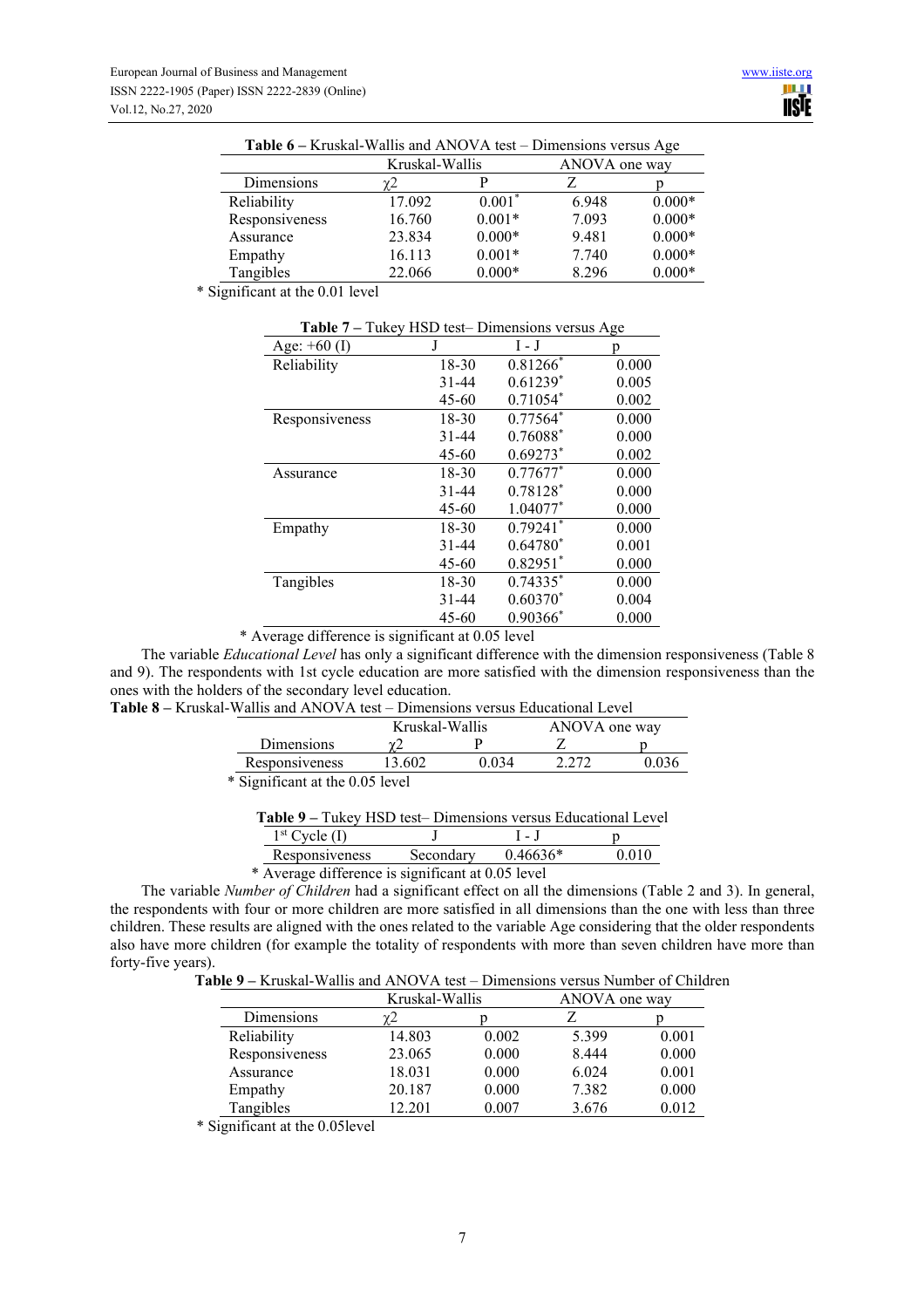**Table 6** – Kruskal-Wallis and ANOVA test – Dimensions versus Age

| | Kruskal-Wallis | | ANOVA one way | |
|---|---|---|---|---|
| Dimensions | $\chi 2$ | P | Z | p |
| Reliability | 17.092 | 0.001* | 6.948 | 0.000* |
| Responsiveness | 16.760 | 0.001* | 7.093 | 0.000* |
| Assurance | 23.834 | 0.000* | 9.481 | 0.000* |
| Empathy | 16.113 | 0.001* | 7.740 | 0.000* |
| Tangibles | 22.066 | 0.000* | 8.296 | 0.000* |

* Significant at the 0.01 level

**Table 7** – Tukey HSD test– Dimensions versus Age

| Age: +60 (I) | J | I - J | p |
|---|---|---|---|
| Reliability | 18-30 | 0.81266* | 0.000 |
| | 31-44 | 0.61239* | 0.005 |
| | 45-60 | 0.71054* | 0.002 |
| Responsiveness | 18-30 | 0.77564* | 0.000 |
| | 31-44 | 0.76088* | 0.000 |
| | 45-60 | 0.69273* | 0.002 |
| Assurance | 18-30 | 0.77677* | 0.000 |
| | 31-44 | 0.78128* | 0.000 |
| | 45-60 | 1.04077* | 0.000 |
| Empathy | 18-30 | 0.79241* | 0.000 |
| | 31-44 | 0.64780* | 0.001 |
| | 45-60 | 0.82951* | 0.000 |
| Tangibles | 18-30 | 0.74335* | 0.000 |
| | 31-44 | 0.60370* | 0.004 |
| | 45-60 | 0.90366* | 0.000 |

* Average difference is significant at 0.05 level

The variable *Educational Level* has only a significant difference with the dimension responsiveness (Table 8 and 9). The respondents with 1st cycle education are more satisfied with the dimension responsiveness than the ones with the holders of the secondary level education.

**Table 8** – Kruskal-Wallis and ANOVA test – Dimensions versus Educational Level

| | Kruskal-Wallis | | ANOVA one way | |
|---|---|---|---|---|
| Dimensions | $\chi 2$ | P | Z | p |
| Responsiveness | 13.602 | 0.034 | 2.272 | 0.036 |

* Significant at the 0.05 level

**Table 9** – Tukey HSD test– Dimensions versus Educational Level

| 1st Cycle (I) | J | I - J | p |
|---|---|---|---|
| Responsiveness | Secondary | 0.46636* | 0.010 |

* Average difference is significant at 0.05 level

The variable *Number of Children* had a significant effect on all the dimensions (Table 2 and 3). In general, the respondents with four or more children are more satisfied in all dimensions than the one with less than three children. These results are aligned with the ones related to the variable Age considering that the older respondents also have more children (for example the totality of respondents with more than seven children have more than forty-five years).

**Table 9** – Kruskal-Wallis and ANOVA test – Dimensions versus Number of Children

| | Kruskal-Wallis | | ANOVA one way | |
|---|---|---|---|---|
| Dimensions | $\chi 2$ | p | Z | p |
| Reliability | 14.803 | 0.002 | 5.399 | 0.001 |
| Responsiveness | 23.065 | 0.000 | 8.444 | 0.000 |
| Assurance | 18.031 | 0.000 | 6.024 | 0.001 |
| Empathy | 20.187 | 0.000 | 7.382 | 0.000 |
| Tangibles | 12.201 | 0.007 | 3.676 | 0.012 |

* Significant at the 0.05level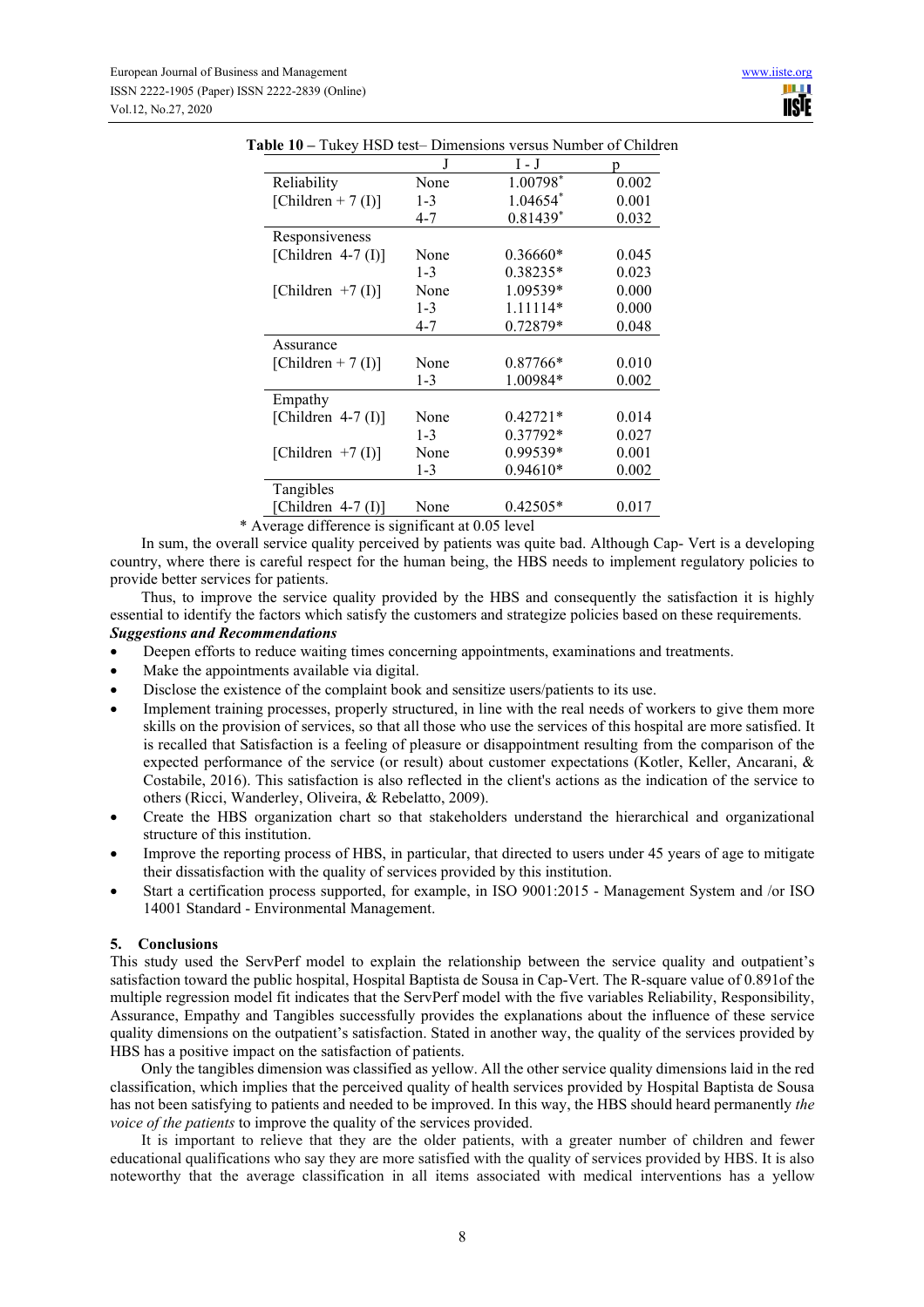**Table 10** – Tukey HSD test– Dimensions versus Number of Children

| | J | I - J | p |
|---|---|---|---|
| Reliability | | | |
| [Children + 7 (I)] | None | 1.00798* | 0.002 |
| | 1-3 | 1.04654* | 0.001 |
| | 4-7 | 0.81439* | 0.032 |
| Responsiveness | | | |
| [Children 4-7 (I)] | None | 0.36660* | 0.045 |
| | 1-3 | 0.38235* | 0.023 |
| [Children +7 (I)] | None | 1.09539* | 0.000 |
| | 1-3 | 1.11114* | 0.000 |
| | 4-7 | 0.72879* | 0.048 |
| Assurance | | | |
| [Children + 7 (I)] | None | 0.87766* | 0.010 |
| | 1-3 | 1.00984* | 0.002 |
| Empathy | | | |
| [Children 4-7 (I)] | None | 0.42721* | 0.014 |
| | 1-3 | 0.37792* | 0.027 |
| [Children +7 (I)] | None | 0.99539* | 0.001 |
| | 1-3 | 0.94610* | 0.002 |
| Tangibles | | | |
| [Children 4-7 (I)] | None | 0.42505* | 0.017 |

* Average difference is significant at 0.05 level

In sum, the overall service quality perceived by patients was quite bad. Although Cap- Vert is a developing country, where there is careful respect for the human being, the HBS needs to implement regulatory policies to provide better services for patients.

Thus, to improve the service quality provided by the HBS and consequently the satisfaction it is highly essential to identify the factors which satisfy the customers and strategize policies based on these requirements.

***Suggestions and Recommendations***

- Deepen efforts to reduce waiting times concerning appointments, examinations and treatments.
- Make the appointments available via digital.
- Disclose the existence of the complaint book and sensitize users/patients to its use.
- Implement training processes, properly structured, in line with the real needs of workers to give them more skills on the provision of services, so that all those who use the services of this hospital are more satisfied. It is recalled that Satisfaction is a feeling of pleasure or disappointment resulting from the comparison of the expected performance of the service (or result) about customer expectations (Kotler, Keller, Ancarani, & Costabile, 2016). This satisfaction is also reflected in the client's actions as the indication of the service to others (Ricci, Wanderley, Oliveira, & Rebelatto, 2009).
- Create the HBS organization chart so that stakeholders understand the hierarchical and organizational structure of this institution.
- Improve the reporting process of HBS, in particular, that directed to users under 45 years of age to mitigate their dissatisfaction with the quality of services provided by this institution.
- Start a certification process supported, for example, in ISO 9001:2015 - Management System and /or ISO 14001 Standard - Environmental Management.

## 5. Conclusions

This study used the ServPerf model to explain the relationship between the service quality and outpatient's satisfaction toward the public hospital, Hospital Baptista de Sousa in Cap-Vert. The R-square value of 0.891of the multiple regression model fit indicates that the ServPerf model with the five variables Reliability, Responsibility, Assurance, Empathy and Tangibles successfully provides the explanations about the influence of these service quality dimensions on the outpatient's satisfaction. Stated in another way, the quality of the services provided by HBS has a positive impact on the satisfaction of patients.

Only the tangibles dimension was classified as yellow. All the other service quality dimensions laid in the red classification, which implies that the perceived quality of health services provided by Hospital Baptista de Sousa has not been satisfying to patients and needed to be improved. In this way, the HBS should heard permanently *the voice of the patients* to improve the quality of the services provided.

It is important to relieve that they are the older patients, with a greater number of children and fewer educational qualifications who say they are more satisfied with the quality of services provided by HBS. It is also noteworthy that the average classification in all items associated with medical interventions has a yellow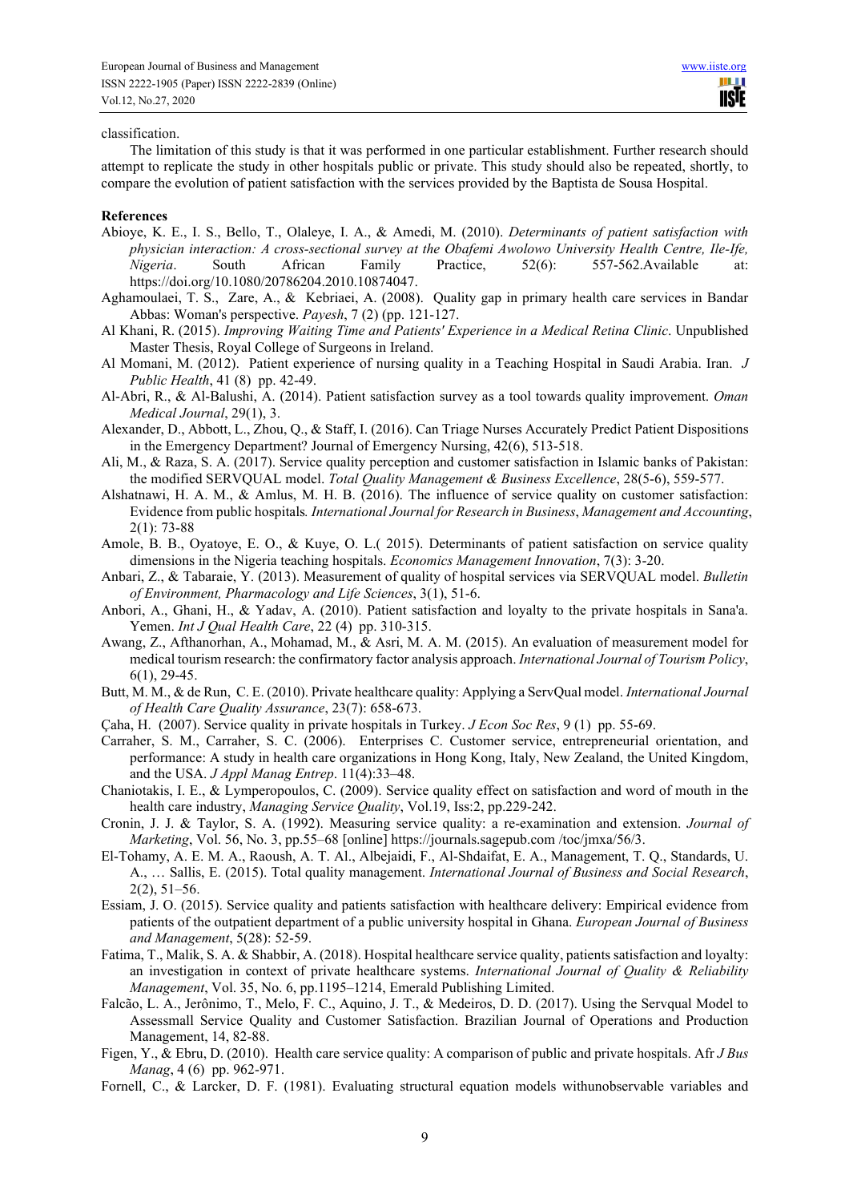classification.

The limitation of this study is that it was performed in one particular establishment. Further research should attempt to replicate the study in other hospitals public or private. This study should also be repeated, shortly, to compare the evolution of patient satisfaction with the services provided by the Baptista de Sousa Hospital.

**References**

Abioye, K. E., I. S., Bello, T., Olaleye, I. A., & Amedi, M. (2010). *Determinants of patient satisfaction with physician interaction: A cross-sectional survey at the Obafemi Awolowo University Health Centre, Ile-Ife, Nigeria*. South African Family Practice, 52(6): 557-562.Available at: https://doi.org/10.1080/20786204.2010.10874047.

Aghamoulaei, T. S., Zare, A., & Kebriaei, A. (2008). Quality gap in primary health care services in Bandar Abbas: Woman's perspective. *Payesh*, 7 (2) (pp. 121-127.

Al Khani, R. (2015). *Improving Waiting Time and Patients' Experience in a Medical Retina Clinic*. Unpublished Master Thesis, Royal College of Surgeons in Ireland.

Al Momani, M. (2012). Patient experience of nursing quality in a Teaching Hospital in Saudi Arabia. Iran. *J Public Health*, 41 (8) pp. 42-49.

Al-Abri, R., & Al-Balushi, A. (2014). Patient satisfaction survey as a tool towards quality improvement. *Oman Medical Journal*, 29(1), 3.

Alexander, D., Abbott, L., Zhou, Q., & Staff, I. (2016). Can Triage Nurses Accurately Predict Patient Dispositions in the Emergency Department? Journal of Emergency Nursing, 42(6), 513-518.

Ali, M., & Raza, S. A. (2017). Service quality perception and customer satisfaction in Islamic banks of Pakistan: the modified SERVQUAL model. *Total Quality Management & Business Excellence*, 28(5-6), 559-577.

Alshatnawi, H. A. M., & Amlus, M. H. B. (2016). The influence of service quality on customer satisfaction: Evidence from public hospitals*. International Journal for Research in Business*, *Management and Accounting*, 2(1): 73-88

Amole, B. B., Oyatoye, E. O., & Kuye, O. L.( 2015). Determinants of patient satisfaction on service quality dimensions in the Nigeria teaching hospitals. *Economics Management Innovation*, 7(3): 3-20.

Anbari, Z., & Tabaraie, Y. (2013). Measurement of quality of hospital services via SERVQUAL model. *Bulletin of Environment, Pharmacology and Life Sciences*, 3(1), 51-6.

Anbori, A., Ghani, H., & Yadav, A. (2010). Patient satisfaction and loyalty to the private hospitals in Sana'a. Yemen. *Int J Qual Health Care*, 22 (4) pp. 310-315.

Awang, Z., Afthanorhan, A., Mohamad, M., & Asri, M. A. M. (2015). An evaluation of measurement model for medical tourism research: the confirmatory factor analysis approach. *International Journal of Tourism Policy*, 6(1), 29-45.

Butt, M. M., & de Run, C. E. (2010). Private healthcare quality: Applying a ServQual model. *International Journal of Health Care Quality Assurance*, 23(7): 658-673.

Çaha, H. (2007). Service quality in private hospitals in Turkey. *J Econ Soc Res*, 9 (1) pp. 55-69.

Carraher, S. M., Carraher, S. C. (2006). Enterprises C. Customer service, entrepreneurial orientation, and performance: A study in health care organizations in Hong Kong, Italy, New Zealand, the United Kingdom, and the USA. *J Appl Manag Entrep*. 11(4):33–48.

Chaniotakis, I. E., & Lymperopoulos, C. (2009). Service quality effect on satisfaction and word of mouth in the health care industry, *Managing Service Quality*, Vol.19, Iss:2, pp.229-242.

Cronin, J. J. & Taylor, S. A. (1992). Measuring service quality: a re-examination and extension. *Journal of Marketing*, Vol. 56, No. 3, pp.55–68 [online] https://journals.sagepub.com /toc/jmxa/56/3.

El-Tohamy, A. E. M. A., Raoush, A. T. Al., Albejaidi, F., Al-Shdaifat, E. A., Management, T. Q., Standards, U. A., … Sallis, E. (2015). Total quality management. *International Journal of Business and Social Research*, 2(2), 51–56.

Essiam, J. O. (2015). Service quality and patients satisfaction with healthcare delivery: Empirical evidence from patients of the outpatient department of a public university hospital in Ghana. *European Journal of Business and Management*, 5(28): 52-59.

Fatima, T., Malik, S. A. & Shabbir, A. (2018). Hospital healthcare service quality, patients satisfaction and loyalty: an investigation in context of private healthcare systems. *International Journal of Quality & Reliability Management*, Vol. 35, No. 6, pp.1195–1214, Emerald Publishing Limited.

Falcão, L. A., Jerônimo, T., Melo, F. C., Aquino, J. T., & Medeiros, D. D. (2017). Using the Servqual Model to Assessmall Service Quality and Customer Satisfaction. Brazilian Journal of Operations and Production Management, 14, 82-88.

Figen, Y., & Ebru, D. (2010). Health care service quality: A comparison of public and private hospitals. Afr *J Bus Manag*, 4 (6) pp. 962-971.

Fornell, C., & Larcker, D. F. (1981). Evaluating structural equation models withunobservable variables and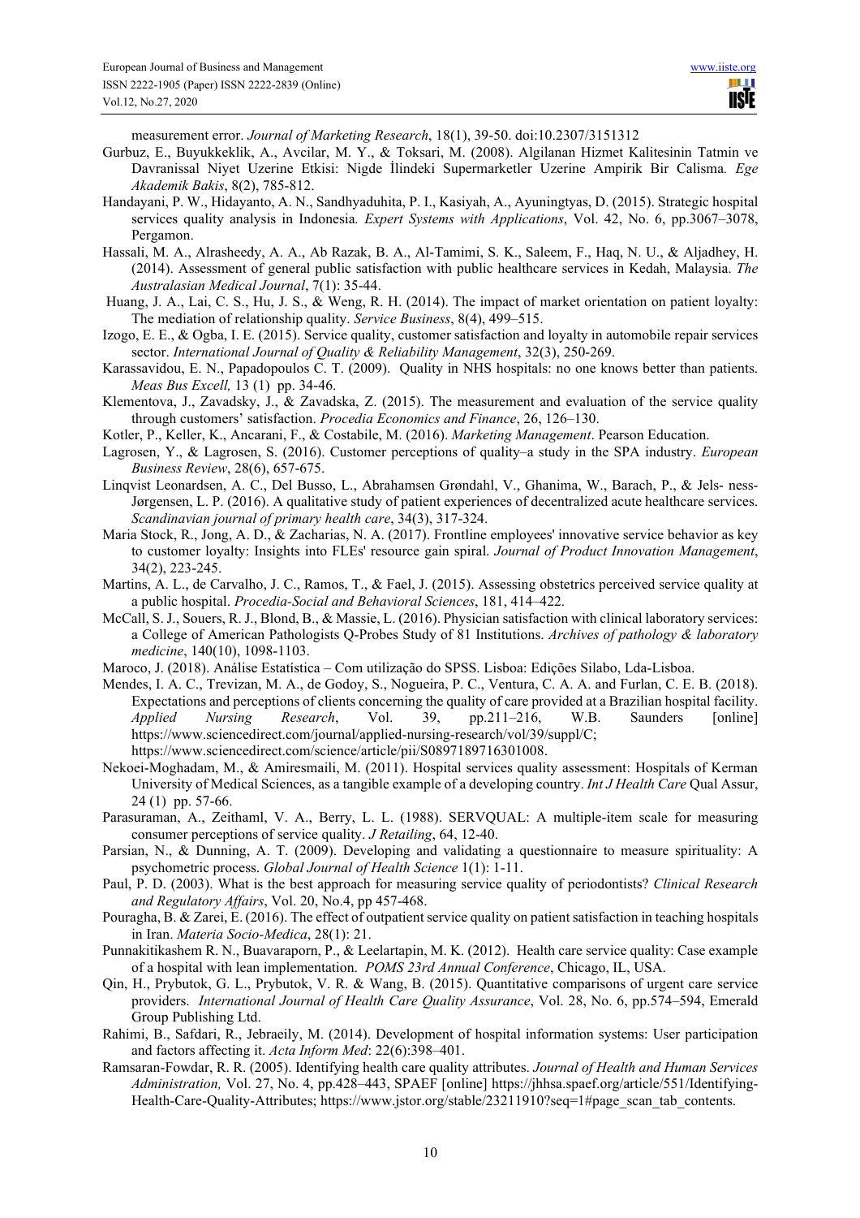measurement error. *Journal of Marketing Research*, 18(1), 39-50. doi:10.2307/3151312

Gurbuz, E., Buyukkeklik, A., Avcilar, M. Y., & Toksari, M. (2008). Algilanan Hizmet Kalitesinin Tatmin ve Davranissal Niyet Uzerine Etkisi: Nigde İlindeki Supermarketler Uzerine Ampirik Bir Calisma*. Ege Akademik Bakis*, 8(2), 785-812.

Handayani, P. W., Hidayanto, A. N., Sandhyaduhita, P. I., Kasiyah, A., Ayuningtyas, D. (2015). Strategic hospital services quality analysis in Indonesia*. Expert Systems with Applications*, Vol. 42, No. 6, pp.3067–3078, Pergamon.

Hassali, M. A., Alrasheedy, A. A., Ab Razak, B. A., Al-Tamimi, S. K., Saleem, F., Haq, N. U., & Aljadhey, H. (2014). Assessment of general public satisfaction with public healthcare services in Kedah, Malaysia. *The Australasian Medical Journal*, 7(1): 35-44.

Huang, J. A., Lai, C. S., Hu, J. S., & Weng, R. H. (2014). The impact of market orientation on patient loyalty: The mediation of relationship quality. *Service Business*, 8(4), 499–515.

Izogo, E. E., & Ogba, I. E. (2015). Service quality, customer satisfaction and loyalty in automobile repair services sector. *International Journal of Quality & Reliability Management*, 32(3), 250-269.

Karassavidou, E. N., Papadopoulos C. T. (2009). Quality in NHS hospitals: no one knows better than patients. *Meas Bus Excell,* 13 (1) pp. 34-46.

Klementova, J., Zavadsky, J., & Zavadska, Z. (2015). The measurement and evaluation of the service quality through customers' satisfaction. *Procedia Economics and Finance*, 26, 126–130.

Kotler, P., Keller, K., Ancarani, F., & Costabile, M. (2016). *Marketing Management*. Pearson Education.

Lagrosen, Y., & Lagrosen, S. (2016). Customer perceptions of quality–a study in the SPA industry. *European Business Review*, 28(6), 657-675.

Linqvist Leonardsen, A. C., Del Busso, L., Abrahamsen Grøndahl, V., Ghanima, W., Barach, P., & Jels- ness-Jørgensen, L. P. (2016). A qualitative study of patient experiences of decentralized acute healthcare services. *Scandinavian journal of primary health care*, 34(3), 317-324.

Maria Stock, R., Jong, A. D., & Zacharias, N. A. (2017). Frontline employees' innovative service behavior as key to customer loyalty: Insights into FLEs' resource gain spiral. *Journal of Product Innovation Management*, 34(2), 223-245.

Martins, A. L. L., de Carvalho, J. C., Ramos, T., & Fael, J. (2015). Assessing obstetrics perceived service quality at a public hospital. *Procedia-Social and Behavioral Sciences*, 181, 414–422.

McCall, S. J., Souers, R. J., Blond, B., & Massie, L. (2016). Physician satisfaction with clinical laboratory services: a College of American Pathologists Q-Probes Study of 81 Institutions. *Archives of pathology & laboratory medicine*, 140(10), 1098-1103.

Maroco, J. (2018). Análise Estatística – Com utilização do SPSS. Lisboa: Edições Silabo, Lda-Lisboa.

Mendes, I. A. C., Trevizan, M. A., de Godoy, S., Nogueira, P. C., Ventura, C. A. A. and Furlan, C. E. B. (2018). Expectations and perceptions of clients concerning the quality of care provided at a Brazilian hospital facility. *Applied Nursing Research*, Vol. 39, pp.211–216, W.B. Saunders [online] https://www.sciencedirect.com/journal/applied-nursing-research/vol/39/suppl/C; https://www.sciencedirect.com/science/article/pii/S0897189716301008.

Nekoei-Moghadam, M., & Amiresmaili, M. (2011). Hospital services quality assessment: Hospitals of Kerman University of Medical Sciences, as a tangible example of a developing country. *Int J Health Care* Qual Assur, 24 (1) pp. 57-66.

Parasuraman, A., Zeithaml, V. A., Berry, L. L. (1988). SERVQUAL: A multiple-item scale for measuring consumer perceptions of service quality. *J Retailing*, 64, 12-40.

Parsian, N., & Dunning, A. T. (2009). Developing and validating a questionnaire to measure spirituality: A psychometric process. *Global Journal of Health Science* 1(1): 1-11.

Paul, P. D. (2003). What is the best approach for measuring service quality of periodontists? *Clinical Research and Regulatory Affairs*, Vol. 20, No.4, pp 457-468.

Pouragha, B. & Zarei, E. (2016). The effect of outpatient service quality on patient satisfaction in teaching hospitals in Iran. *Materia Socio-Medica*, 28(1): 21.

Punnakitikashem R. N., Buavaraporn, P., & Leelartapin, M. K. (2012). Health care service quality: Case example of a hospital with lean implementation. *POMS 23rd Annual Conference*, Chicago, IL, USA.

Qin, H., Prybutok, G. L., Prybutok, V. R. & Wang, B. (2015). Quantitative comparisons of urgent care service providers. *International Journal of Health Care Quality Assurance*, Vol. 28, No. 6, pp.574–594, Emerald Group Publishing Ltd.

Rahimi, B., Safdari, R., Jebraeily, M. (2014). Development of hospital information systems: User participation and factors affecting it. *Acta Inform Med*: 22(6):398–401.

Ramsaran-Fowdar, R. R. (2005). Identifying health care quality attributes. *Journal of Health and Human Services Administration,* Vol. 27, No. 4, pp.428–443, SPAEF [online] https://jhhsa.spaef.org/article/551/Identifying-Health-Care-Quality-Attributes; https://www.jstor.org/stable/23211910?seq=1#page_scan_tab_contents.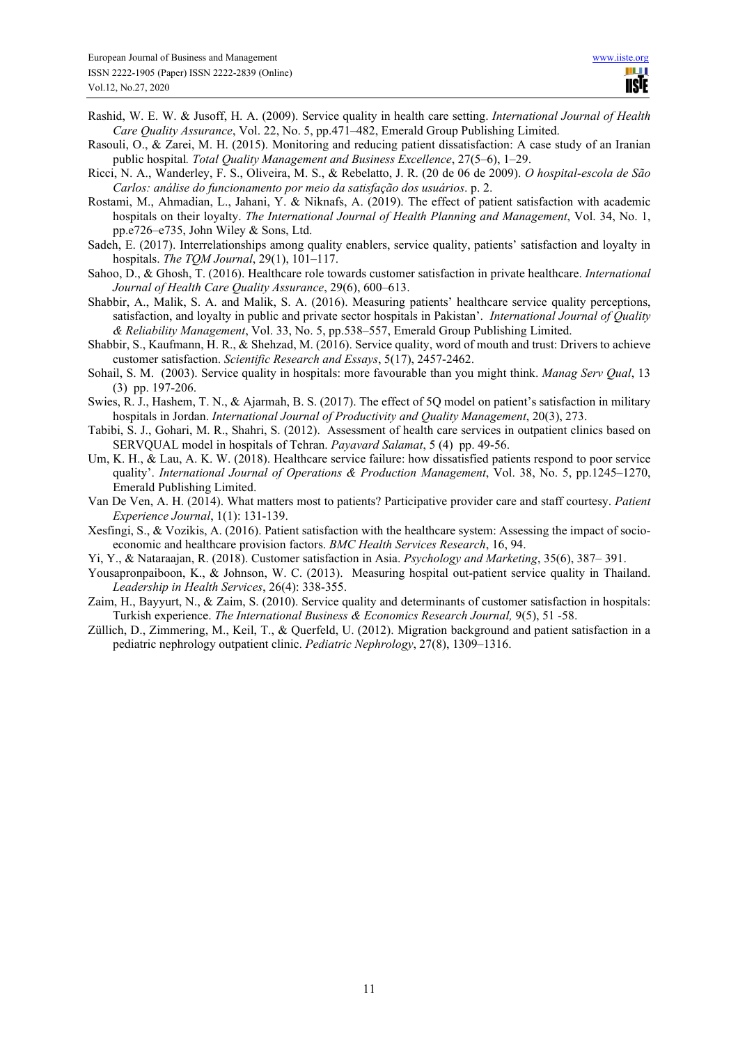Rashid, W. E. W. & Jusoff, H. A. (2009). Service quality in health care setting. *International Journal of Health Care Quality Assurance*, Vol. 22, No. 5, pp.471–482, Emerald Group Publishing Limited.

Rasouli, O., & Zarei, M. H. (2015). Monitoring and reducing patient dissatisfaction: A case study of an Iranian public hospital*. Total Quality Management and Business Excellence*, 27(5–6), 1–29.

Ricci, N. A., Wanderley, F. S., Oliveira, M. S., & Rebelatto, J. R. (20 de 06 de 2009). *O hospital-escola de São Carlos: análise do funcionamento por meio da satisfação dos usuários*. p. 2.

Rostami, M., Ahmadian, L., Jahani, Y. & Niknafs, A. (2019). The effect of patient satisfaction with academic hospitals on their loyalty. *The International Journal of Health Planning and Management*, Vol. 34, No. 1, pp.e726–e735, John Wiley & Sons, Ltd.

Sadeh, E. (2017). Interrelationships among quality enablers, service quality, patients' satisfaction and loyalty in hospitals. *The TQM Journal*, 29(1), 101–117.

Sahoo, D., & Ghosh, T. (2016). Healthcare role towards customer satisfaction in private healthcare. *International Journal of Health Care Quality Assurance*, 29(6), 600–613.

Shabbir, A., Malik, S. A. and Malik, S. A. (2016). Measuring patients' healthcare service quality perceptions, satisfaction, and loyalty in public and private sector hospitals in Pakistan'. *International Journal of Quality & Reliability Management*, Vol. 33, No. 5, pp.538–557, Emerald Group Publishing Limited.

Shabbir, S., Kaufmann, H. R., & Shehzad, M. (2016). Service quality, word of mouth and trust: Drivers to achieve customer satisfaction. *Scientific Research and Essays*, 5(17), 2457-2462.

Sohail, S. M. (2003). Service quality in hospitals: more favourable than you might think. *Manag Serv Qual*, 13 (3) pp. 197-206.

Swies, R. J., Hashem, T. N., & Ajarmah, B. S. (2017). The effect of 5Q model on patient's satisfaction in military hospitals in Jordan. *International Journal of Productivity and Quality Management*, 20(3), 273.

Tabibi, S. J., Gohari, M. R., Shahri, S. (2012). Assessment of health care services in outpatient clinics based on SERVQUAL model in hospitals of Tehran. *Payavard Salamat*, 5 (4) pp. 49-56.

Um, K. H., & Lau, A. K. W. (2018). Healthcare service failure: how dissatisfied patients respond to poor service quality'. *International Journal of Operations & Production Management*, Vol. 38, No. 5, pp.1245–1270, Emerald Publishing Limited.

Van De Ven, A. H. (2014). What matters most to patients? Participative provider care and staff courtesy. *Patient Experience Journal*, 1(1): 131-139.

Xesfingi, S., & Vozikis, A. (2016). Patient satisfaction with the healthcare system: Assessing the impact of socio-economic and healthcare provision factors. *BMC Health Services Research*, 16, 94.

Yi, Y., & Nataraajan, R. (2018). Customer satisfaction in Asia. *Psychology and Marketing*, 35(6), 387– 391.

Yousapronpaiboon, K., & Johnson, W. C. (2013). Measuring hospital out-patient service quality in Thailand. *Leadership in Health Services*, 26(4): 338-355.

Zaim, H., Bayyurt, N., & Zaim, S. (2010). Service quality and determinants of customer satisfaction in hospitals: Turkish experience. *The International Business & Economics Research Journal,* 9(5), 51 -58.

Züllich, D., Zimmering, M., Keil, T., & Querfeld, U. (2012). Migration background and patient satisfaction in a pediatric nephrology outpatient clinic. *Pediatric Nephrology*, 27(8), 1309–1316.